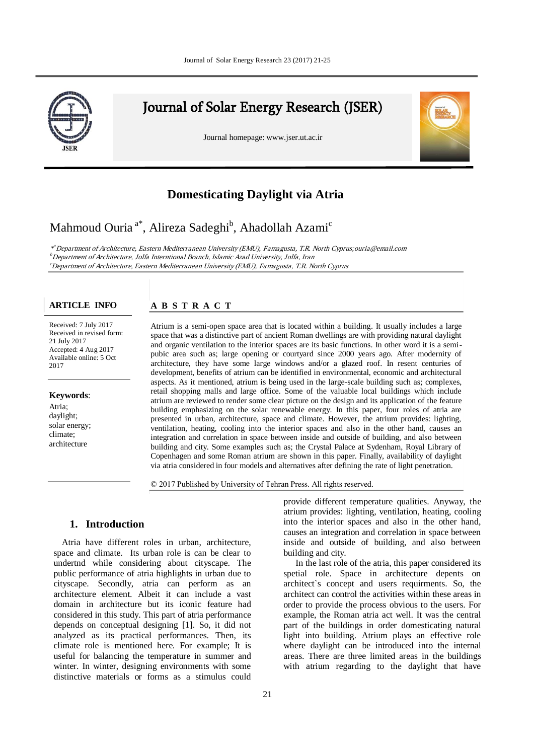# Journal of Solar Energy Research (JSER)

Journal homepage: www.jser.ut.ac.ir

# Domesticating Daylight via Atria

Mahmoud Ouria [a*], Alireza Sadeghi[b], Ahadollah Azami[c]

*[a] Department of Architecture, Eastern Mediterranean University (EMU), Famagusta, T.R. North Cyprus;ouria@email.com*
*[b] Department of Architecture, Jolfa Interntional Branch, Islamic Azad University, Jolfa, Iran*
*[c] Department of Architecture, Eastern Mediterranean University (EMU), Famagusta, T.R. North Cyprus*

**ARTICLE INFO**

Received: 7 July 2017
Received in revised form: 21 July 2017
Accepted: 4 Aug 2017
Available online: 5 Oct 2017

**Keywords**:
Atria;
daylight;
solar energy;
climate;
architecture

**A B S T R A C T**

Atrium is a semi-open space area that is located within a building. It usually includes a large space that was a distinctive part of ancient Roman dwellings are with providing natural daylight and organic ventilation to the interior spaces are its basic functions. In other word it is a semi-pubic area such as; large opening or courtyard since 2000 years ago. After modernity of architecture, they have some large windows and/or a glazed roof. In resent centuries of development, benefits of atrium can be identified in environmental, economic and architectural aspects. As it mentioned, atrium is being used in the large-scale building such as; complexes, retail shopping malls and large office. Some of the valuable local buildings which include atrium are reviewed to render some clear picture on the design and its application of the feature building emphasizing on the solar renewable energy. In this paper, four roles of atria are presented in urban, architecture, space and climate. However, the atrium provides: lighting, ventilation, heating, cooling into the interior spaces and also in the other hand, causes an integration and correlation in space between inside and outside of building, and also between building and city. Some examples such as; the Crystal Palace at Sydenham, Royal Library of Copenhagen and some Roman atrium are shown in this paper. Finally, availability of daylight via atria considered in four models and alternatives after defining the rate of light penetration.

© 2017 Published by University of Tehran Press. All rights reserved.

## 1. Introduction

Atria have different roles in urban, architecture, space and climate. Its urban role is can be clear to undertnd while considering about cityscape. The public performance of atria highlights in urban due to cityscape. Secondly, atria can perform as an architecture element. Albeit it can include a vast domain in architecture but its iconic feature had considered in this study. This part of atria performance depends on conceptual designing [1]. So, it did not analyzed as its practical performances. Then, its climate role is mentioned here. For example; It is useful for balancing the temperature in summer and winter. In winter, designing environments with some distinctive materials or forms as a stimulus could provide different temperature qualities. Anyway, the atrium provides: lighting, ventilation, heating, cooling into the interior spaces and also in the other hand, causes an integration and correlation in space between inside and outside of building, and also between building and city.

In the last role of the atria, this paper considered its spetial role. Space in architecture depends on architect`s concept and users requirments. So, the architect can control the activities within these areas in order to provide the process obvious to the users. For example, the Roman atria act well. It was the central part of the buildings in order domesticating natural light into building. Atrium plays an effective role where daylight can be introduced into the internal areas. There are three limited areas in the buildings with atrium regarding to the daylight that have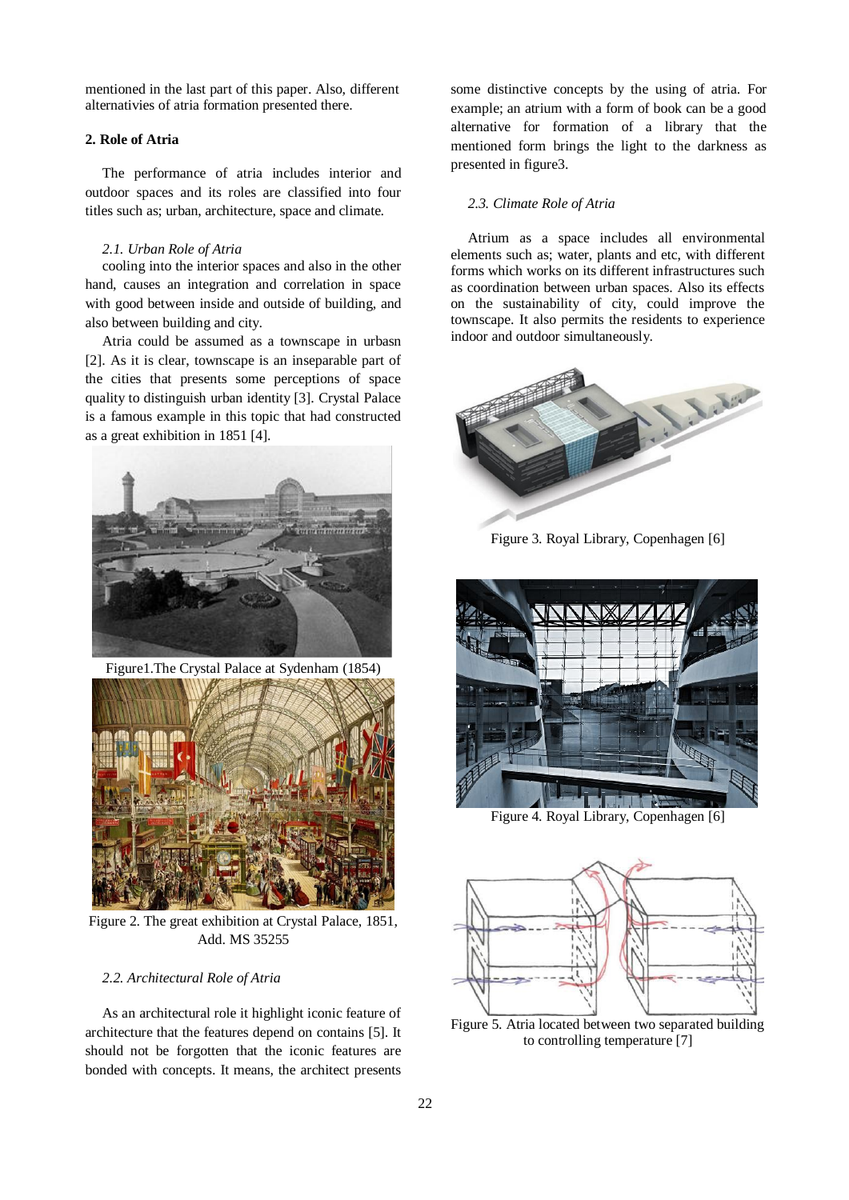mentioned in the last part of this paper. Also, different alternativies of atria formation presented there.

## 2. Role of Atria

The performance of atria includes interior and outdoor spaces and its roles are classified into four titles such as; urban, architecture, space and climate.

### *2.1. Urban Role of Atria*

cooling into the interior spaces and also in the other hand, causes an integration and correlation in space with good between inside and outside of building, and also between building and city.

Atria could be assumed as a townscape in urbasn [2]. As it is clear, townscape is an inseparable part of the cities that presents some perceptions of space quality to distinguish urban identity [3]. Crystal Palace is a famous example in this topic that had constructed as a great exhibition in 1851 [4].

Figure1.The Crystal Palace at Sydenham (1854)

Figure 2. The great exhibition at Crystal Palace, 1851, Add. MS 35255

### *2.2. Architectural Role of Atria*

As an architectural role it highlight iconic feature of architecture that the features depend on contains [5]. It should not be forgotten that the iconic features are bonded with concepts. It means, the architect presents some distinctive concepts by the using of atria. For example; an atrium with a form of book can be a good alternative for formation of a library that the mentioned form brings the light to the darkness as presented in figure3.

### *2.3. Climate Role of Atria*

Atrium as a space includes all environmental elements such as; water, plants and etc, with different forms which works on its different infrastructures such as coordination between urban spaces. Also its effects on the sustainability of city, could improve the townscape. It also permits the residents to experience indoor and outdoor simultaneously.

Figure 3. Royal Library, Copenhagen [6]

Figure 4. Royal Library, Copenhagen [6]

Figure 5. Atria located between two separated building to controlling temperature [7]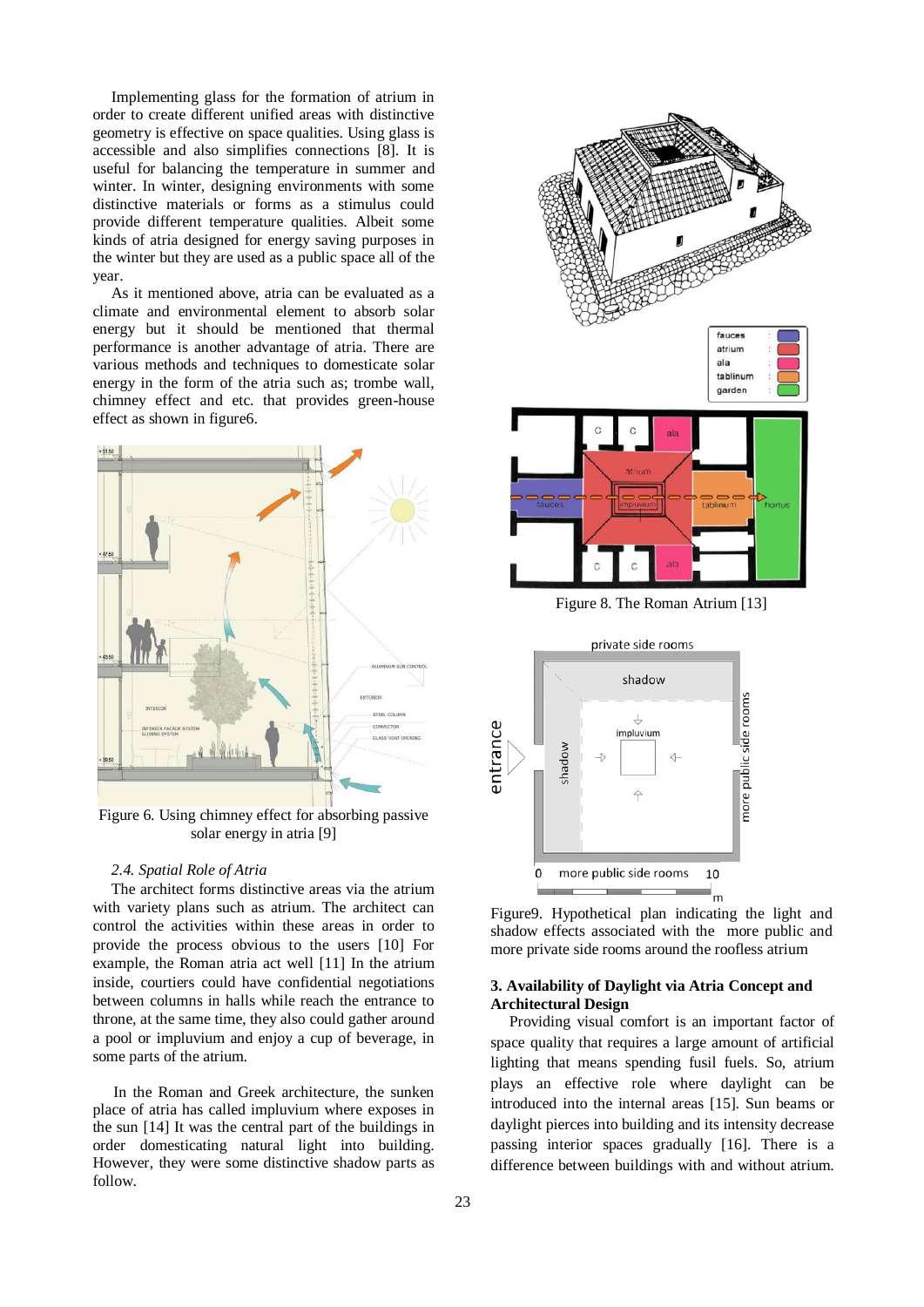Implementing glass for the formation of atrium in order to create different unified areas with distinctive geometry is effective on space qualities. Using glass is accessible and also simplifies connections [8]. It is useful for balancing the temperature in summer and winter. In winter, designing environments with some distinctive materials or forms as a stimulus could provide different temperature qualities. Albeit some kinds of atria designed for energy saving purposes in the winter but they are used as a public space all of the year.

As it mentioned above, atria can be evaluated as a climate and environmental element to absorb solar energy but it should be mentioned that thermal performance is another advantage of atria. There are various methods and techniques to domesticate solar energy in the form of the atria such as; trombe wall, chimney effect and etc. that provides green-house effect as shown in figure6.

Figure 6. Using chimney effect for absorbing passive solar energy in atria [9]

### 2.4. Spatial Role of Atria

The architect forms distinctive areas via the atrium with variety plans such as atrium. The architect can control the activities within these areas in order to provide the process obvious to the users [10] For example, the Roman atria act well [11] In the atrium inside, courtiers could have confidential negotiations between columns in halls while reach the entrance to throne, at the same time, they also could gather around a pool or impluvium and enjoy a cup of beverage, in some parts of the atrium.

In the Roman and Greek architecture, the sunken place of atria has called impluvium where exposes in the sun [14] It was the central part of the buildings in order domesticating natural light into building. However, they were some distinctive shadow parts as follow.

Figure 8. The Roman Atrium [13]

Figure9. Hypothetical plan indicating the light and shadow effects associated with the more public and more private side rooms around the roofless atrium

## 3. Availability of Daylight via Atria Concept and Architectural Design

Providing visual comfort is an important factor of space quality that requires a large amount of artificial lighting that means spending fusil fuels. So, atrium plays an effective role where daylight can be introduced into the internal areas [15]. Sun beams or daylight pierces into building and its intensity decrease passing interior spaces gradually [16]. There is a difference between buildings with and without atrium.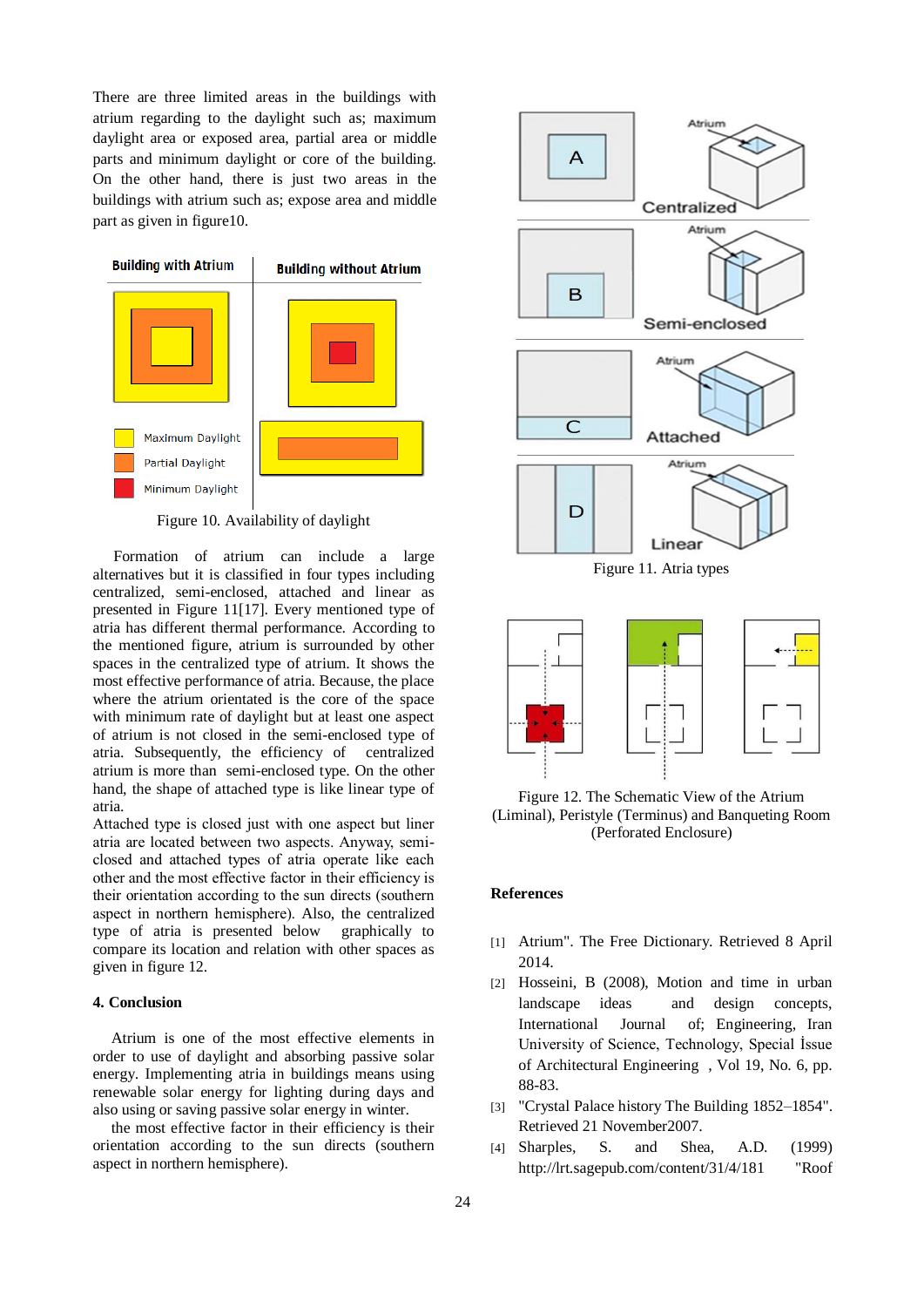There are three limited areas in the buildings with atrium regarding to the daylight such as; maximum daylight area or exposed area, partial area or middle parts and minimum daylight or core of the building. On the other hand, there is just two areas in the buildings with atrium such as; expose area and middle part as given in figure10.

Figure 10. Availability of daylight

Formation of atrium can include a large alternatives but it is classified in four types including centralized, semi-enclosed, attached and linear as presented in Figure 11[17]. Every mentioned type of atria has different thermal performance. According to the mentioned figure, atrium is surrounded by other spaces in the centralized type of atrium. It shows the most effective performance of atria. Because, the place where the atrium orientated is the core of the space with minimum rate of daylight but at least one aspect of atrium is not closed in the semi-enclosed type of atria. Subsequently, the efficiency of centralized atrium is more than semi-enclosed type. On the other hand, the shape of attached type is like linear type of atria.
Attached type is closed just with one aspect but liner atria are located between two aspects. Anyway, semi-closed and attached types of atria operate like each other and the most effective factor in their efficiency is their orientation according to the sun directs (southern aspect in northern hemisphere). Also, the centralized type of atria is presented below graphically to compare its location and relation with other spaces as given in figure 12.

## 4. Conclusion

Atrium is one of the most effective elements in order to use of daylight and absorbing passive solar energy. Implementing atria in buildings means using renewable solar energy for lighting during days and also using or saving passive solar energy in winter.
the most effective factor in their efficiency is their orientation according to the sun directs (southern aspect in northern hemisphere).

Figure 11. Atria types

Figure 12. The Schematic View of the Atrium (Liminal), Peristyle (Terminus) and Banqueting Room (Perforated Enclosure)

## References

[1] Atrium". The Free Dictionary. Retrieved 8 April 2014.

[2] Hosseini, B (2008), Motion and time in urban landscape ideas and design concepts, International Journal of; Engineering, Iran University of Science, Technology, Special İssue of Architectural Engineering , Vol 19, No. 6, pp. 88-83.

[3] "Crystal Palace history The Building 1852–1854". Retrieved 21 November2007.

[4] Sharples, S. and Shea, A.D. (1999) http://lrt.sagepub.com/content/31/4/181 "Roof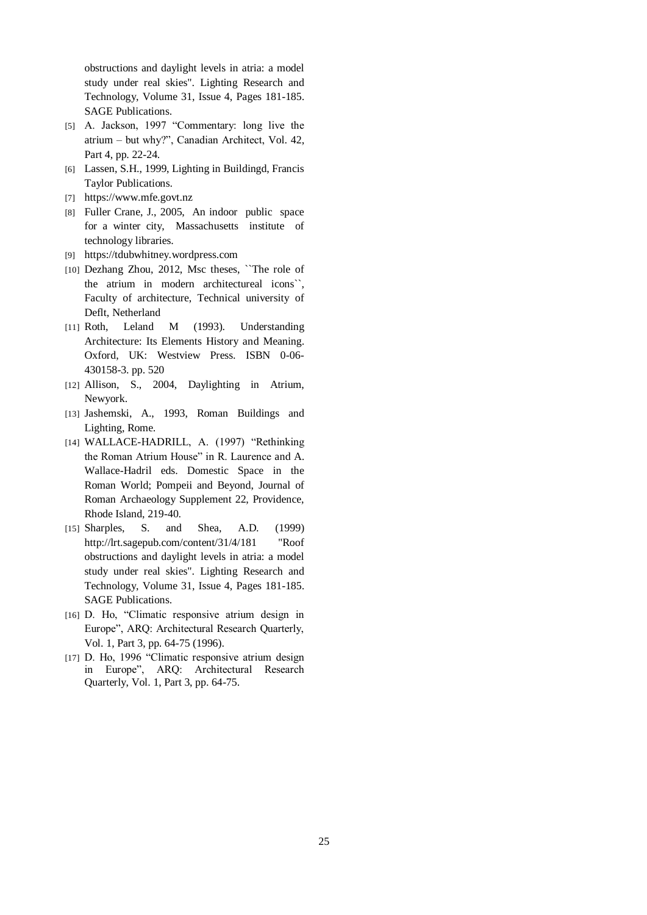obstructions and daylight levels in atria: a model study under real skies". Lighting Research and Technology, Volume 31, Issue 4, Pages 181-185. SAGE Publications.

[5] A. Jackson, 1997 "Commentary: long live the atrium – but why?", Canadian Architect, Vol. 42, Part 4, pp. 22-24.

[6] Lassen, S.H., 1999, Lighting in Buildingd, Francis Taylor Publications.

[7] https://www.mfe.govt.nz

[8] Fuller Crane, J., 2005, An indoor public space for a winter city, Massachusetts institute of technology libraries.

[9] https://tdubwhitney.wordpress.com

[10] Dezhang Zhou, 2012, Msc theses, ``The role of the atrium in modern architectureal icons``, Faculty of architecture, Technical university of Deflt, Netherland

[11] Roth, Leland M (1993). Understanding Architecture: Its Elements History and Meaning. Oxford, UK: Westview Press. ISBN 0-06-430158-3. pp. 520

[12] Allison, S., 2004, Daylighting in Atrium, Newyork.

[13] Jashemski, A., 1993, Roman Buildings and Lighting, Rome.

[14] WALLACE-HADRILL, A. (1997) "Rethinking the Roman Atrium House" in R. Laurence and A. Wallace-Hadril eds. Domestic Space in the Roman World; Pompeii and Beyond, Journal of Roman Archaeology Supplement 22, Providence, Rhode Island, 219-40.

[15] Sharples, S. and Shea, A.D. (1999) http://lrt.sagepub.com/content/31/4/181 "Roof obstructions and daylight levels in atria: a model study under real skies". Lighting Research and Technology, Volume 31, Issue 4, Pages 181-185. SAGE Publications.

[16] D. Ho, "Climatic responsive atrium design in Europe", ARQ: Architectural Research Quarterly, Vol. 1, Part 3, pp. 64-75 (1996).

[17] D. Ho, 1996 "Climatic responsive atrium design in Europe", ARQ: Architectural Research Quarterly, Vol. 1, Part 3, pp. 64-75.